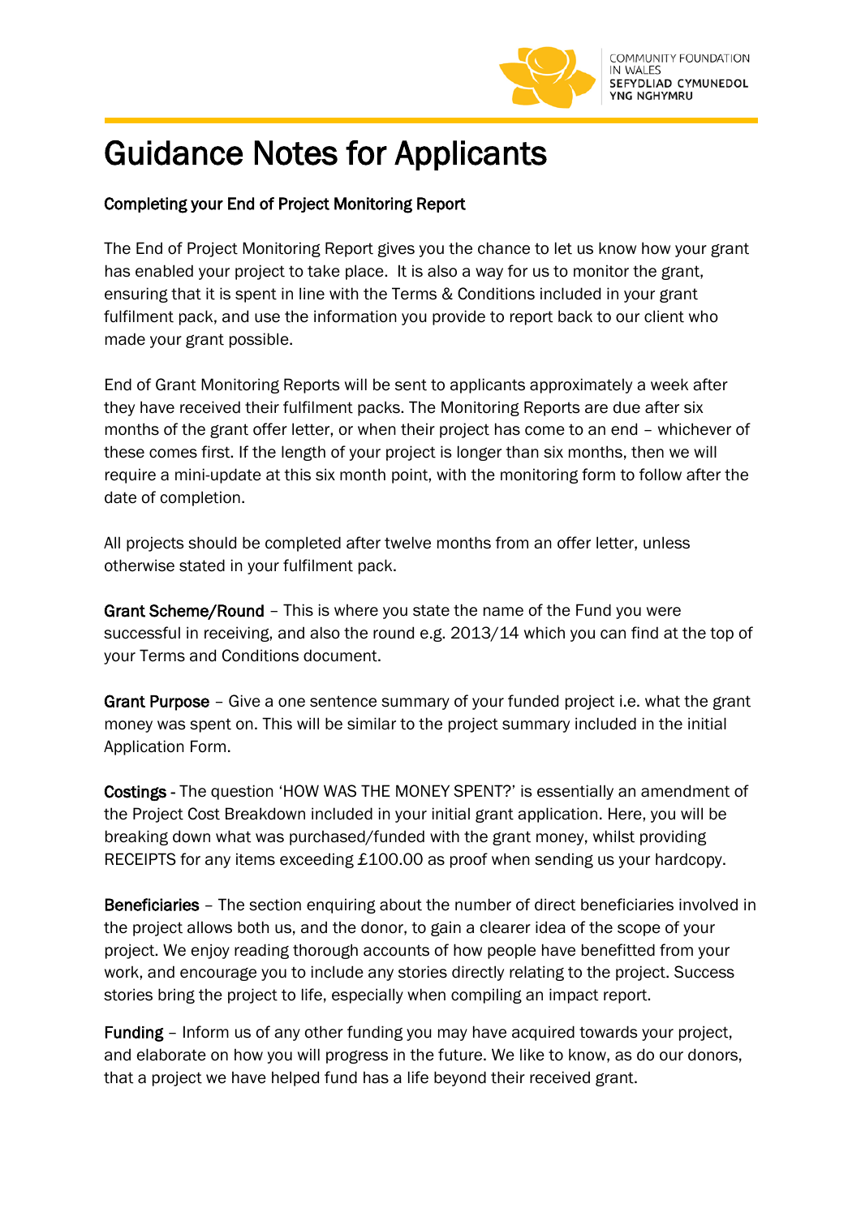COMMUNITY FOUNDATION IN WALES
SEFYDLIAD CYMUNEDOL YNG NGHYMRU

# Guidance Notes for Applicants

**Completing your End of Project Monitoring Report**

The End of Project Monitoring Report gives you the chance to let us know how your grant has enabled your project to take place. It is also a way for us to monitor the grant, ensuring that it is spent in line with the Terms & Conditions included in your grant fulfilment pack, and use the information you provide to report back to our client who made your grant possible.

End of Grant Monitoring Reports will be sent to applicants approximately a week after they have received their fulfilment packs. The Monitoring Reports are due after six months of the grant offer letter, or when their project has come to an end – whichever of these comes first. If the length of your project is longer than six months, then we will require a mini-update at this six month point, with the monitoring form to follow after the date of completion.

All projects should be completed after twelve months from an offer letter, unless otherwise stated in your fulfilment pack.

**Grant Scheme/Round** – This is where you state the name of the Fund you were successful in receiving, and also the round e.g. 2013/14 which you can find at the top of your Terms and Conditions document.

**Grant Purpose** – Give a one sentence summary of your funded project i.e. what the grant money was spent on. This will be similar to the project summary included in the initial Application Form.

**Costings** - The question 'HOW WAS THE MONEY SPENT?' is essentially an amendment of the Project Cost Breakdown included in your initial grant application. Here, you will be breaking down what was purchased/funded with the grant money, whilst providing RECEIPTS for any items exceeding £100.00 as proof when sending us your hardcopy.

**Beneficiaries** – The section enquiring about the number of direct beneficiaries involved in the project allows both us, and the donor, to gain a clearer idea of the scope of your project. We enjoy reading thorough accounts of how people have benefitted from your work, and encourage you to include any stories directly relating to the project. Success stories bring the project to life, especially when compiling an impact report.

**Funding** – Inform us of any other funding you may have acquired towards your project, and elaborate on how you will progress in the future. We like to know, as do our donors, that a project we have helped fund has a life beyond their received grant.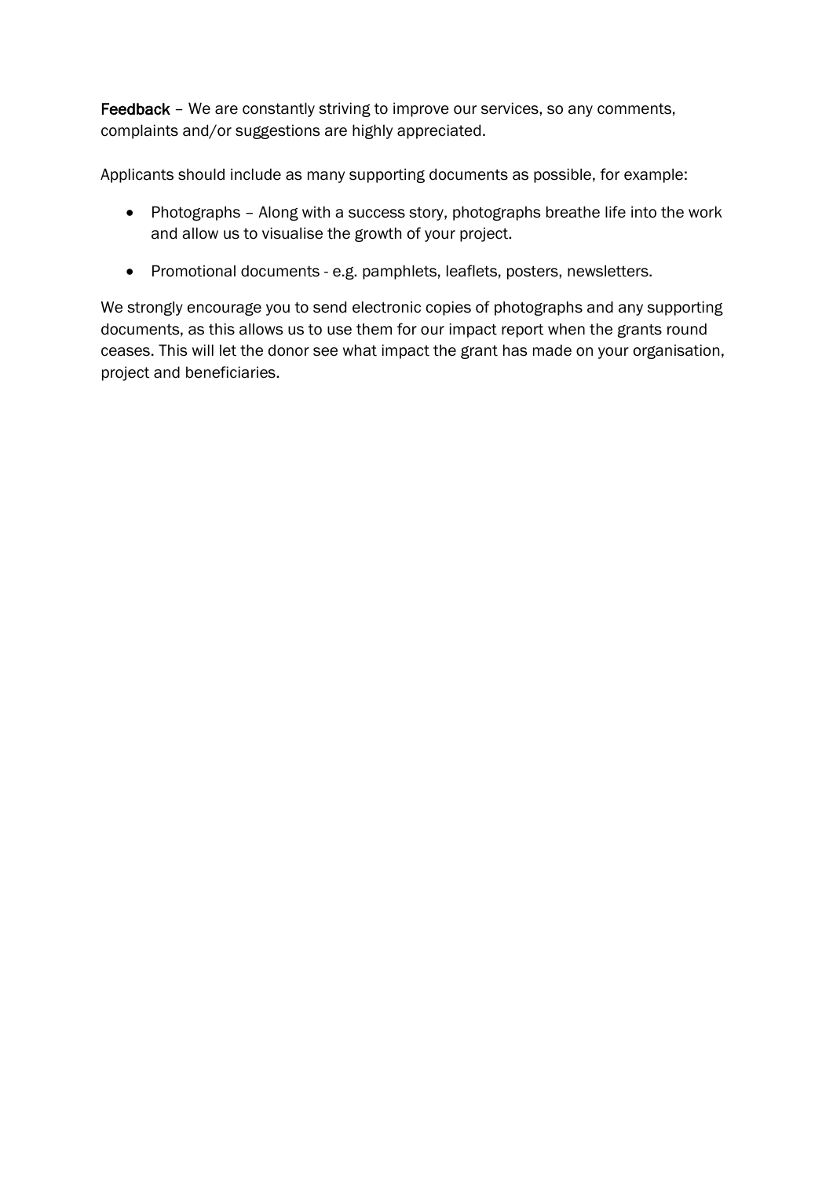**Feedback** – We are constantly striving to improve our services, so any comments, complaints and/or suggestions are highly appreciated.

Applicants should include as many supporting documents as possible, for example:

- Photographs – Along with a success story, photographs breathe life into the work and allow us to visualise the growth of your project.
- Promotional documents - e.g. pamphlets, leaflets, posters, newsletters.

We strongly encourage you to send electronic copies of photographs and any supporting documents, as this allows us to use them for our impact report when the grants round ceases. This will let the donor see what impact the grant has made on your organisation, project and beneficiaries.